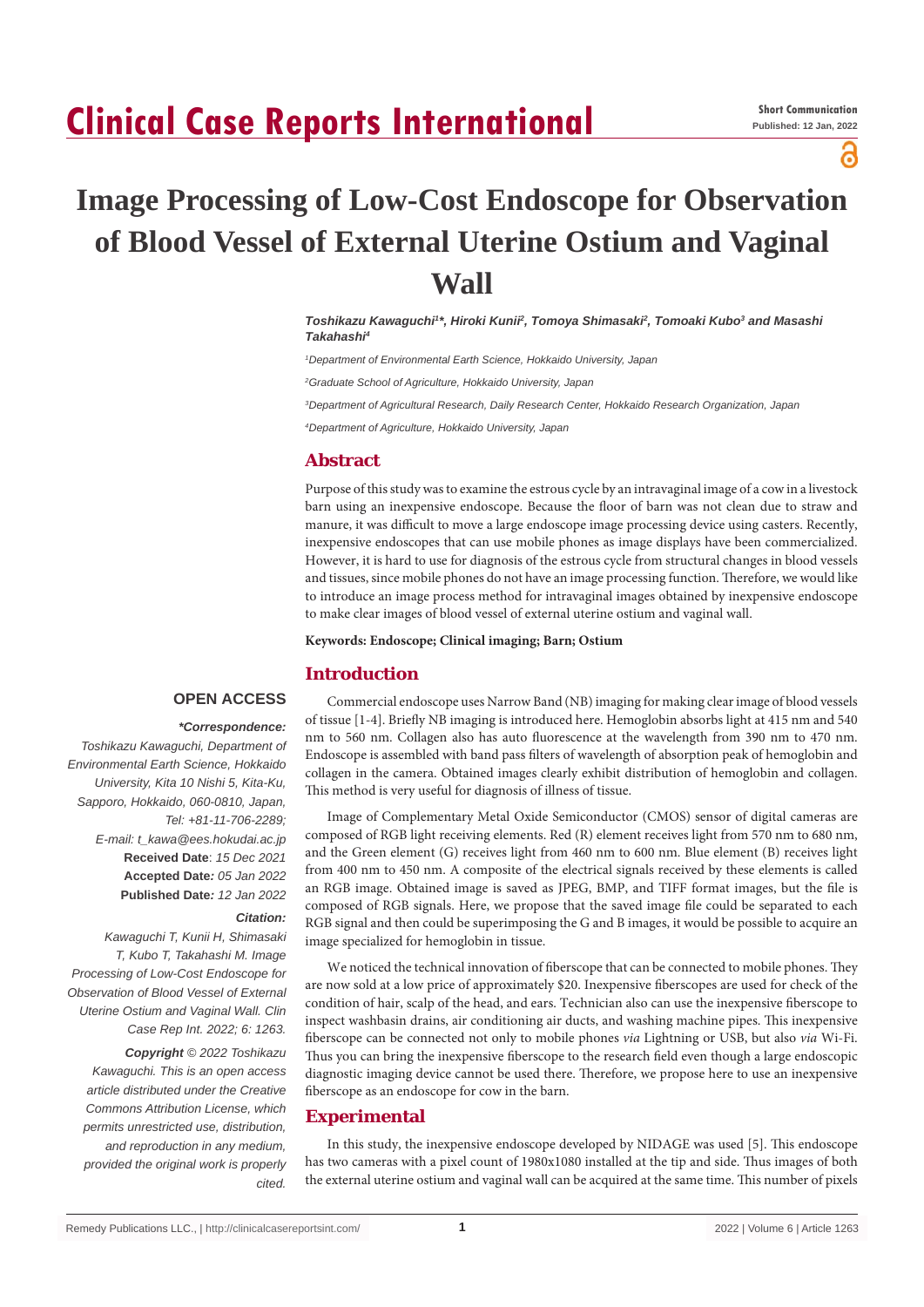Clinical Case Reports International

Short Communication
Published: 12 Jan, 2022

# Image Processing of Low-Cost Endoscope for Observation of Blood Vessel of External Uterine Ostium and Vaginal Wall

*Toshikazu Kawaguchi[1]\*, Hiroki Kunii[2], Tomoya Shimasaki[2], Tomoaki Kubo[3] and Masashi Takahashi[4]*

[1]*Department of Environmental Earth Science, Hokkaido University, Japan*

[2]*Graduate School of Agriculture, Hokkaido University, Japan*

[3]*Department of Agricultural Research, Daily Research Center, Hokkaido Research Organization, Japan*

[4]*Department of Agriculture, Hokkaido University, Japan*

## Abstract

Purpose of this study was to examine the estrous cycle by an intravaginal image of a cow in a livestock barn using an inexpensive endoscope. Because the floor of barn was not clean due to straw and manure, it was difficult to move a large endoscope image processing device using casters. Recently, inexpensive endoscopes that can use mobile phones as image displays have been commercialized. However, it is hard to use for diagnosis of the estrous cycle from structural changes in blood vessels and tissues, since mobile phones do not have an image processing function. Therefore, we would like to introduce an image process method for intravaginal images obtained by inexpensive endoscope to make clear images of blood vessel of external uterine ostium and vaginal wall.

**Keywords: Endoscope; Clinical imaging; Barn; Ostium**

**OPEN ACCESS**

***Correspondence:***

*Toshikazu Kawaguchi, Department of Environmental Earth Science, Hokkaido University, Kita 10 Nishi 5, Kita-Ku, Sapporo, Hokkaido, 060-0810, Japan, Tel: +81-11-706-2289; E-mail: t_kawa@ees.hokudai.ac.jp*

**Received Date**: *15 Dec 2021*

**Accepted Date***: 05 Jan 2022*

**Published Date***: 12 Jan 2022*

***Citation:***

*Kawaguchi T, Kunii H, Shimasaki T, Kubo T, Takahashi M. Image Processing of Low-Cost Endoscope for Observation of Blood Vessel of External Uterine Ostium and Vaginal Wall. Clin Case Rep Int. 2022; 6: 1263.*

***Copyright** © 2022 Toshikazu Kawaguchi. This is an open access article distributed under the Creative Commons Attribution License, which permits unrestricted use, distribution, and reproduction in any medium, provided the original work is properly cited.*

## Introduction

Commercial endoscope uses Narrow Band (NB) imaging for making clear image of blood vessels of tissue [1-4]. Briefly NB imaging is introduced here. Hemoglobin absorbs light at 415 nm and 540 nm to 560 nm. Collagen also has auto fluorescence at the wavelength from 390 nm to 470 nm. Endoscope is assembled with band pass filters of wavelength of absorption peak of hemoglobin and collagen in the camera. Obtained images clearly exhibit distribution of hemoglobin and collagen. This method is very useful for diagnosis of illness of tissue.

Image of Complementary Metal Oxide Semiconductor (CMOS) sensor of digital cameras are composed of RGB light receiving elements. Red (R) element receives light from 570 nm to 680 nm, and the Green element (G) receives light from 460 nm to 600 nm. Blue element (B) receives light from 400 nm to 450 nm. A composite of the electrical signals received by these elements is called an RGB image. Obtained image is saved as JPEG, BMP, and TIFF format images, but the file is composed of RGB signals. Here, we propose that the saved image file could be separated to each RGB signal and then could be superimposing the G and B images, it would be possible to acquire an image specialized for hemoglobin in tissue.

We noticed the technical innovation of fiberscope that can be connected to mobile phones. They are now sold at a low price of approximately $20. Inexpensive fiberscopes are used for check of the condition of hair, scalp of the head, and ears. Technician also can use the inexpensive fiberscope to inspect washbasin drains, air conditioning air ducts, and washing machine pipes. This inexpensive fiberscope can be connected not only to mobile phones *via* Lightning or USB, but also *via* Wi-Fi. Thus you can bring the inexpensive fiberscope to the research field even though a large endoscopic diagnostic imaging device cannot be used there. Therefore, we propose here to use an inexpensive fiberscope as an endoscope for cow in the barn.

## Experimental

In this study, the inexpensive endoscope developed by NIDAGE was used [5]. This endoscope has two cameras with a pixel count of 1980x1080 installed at the tip and side. Thus images of both the external uterine ostium and vaginal wall can be acquired at the same time. This number of pixels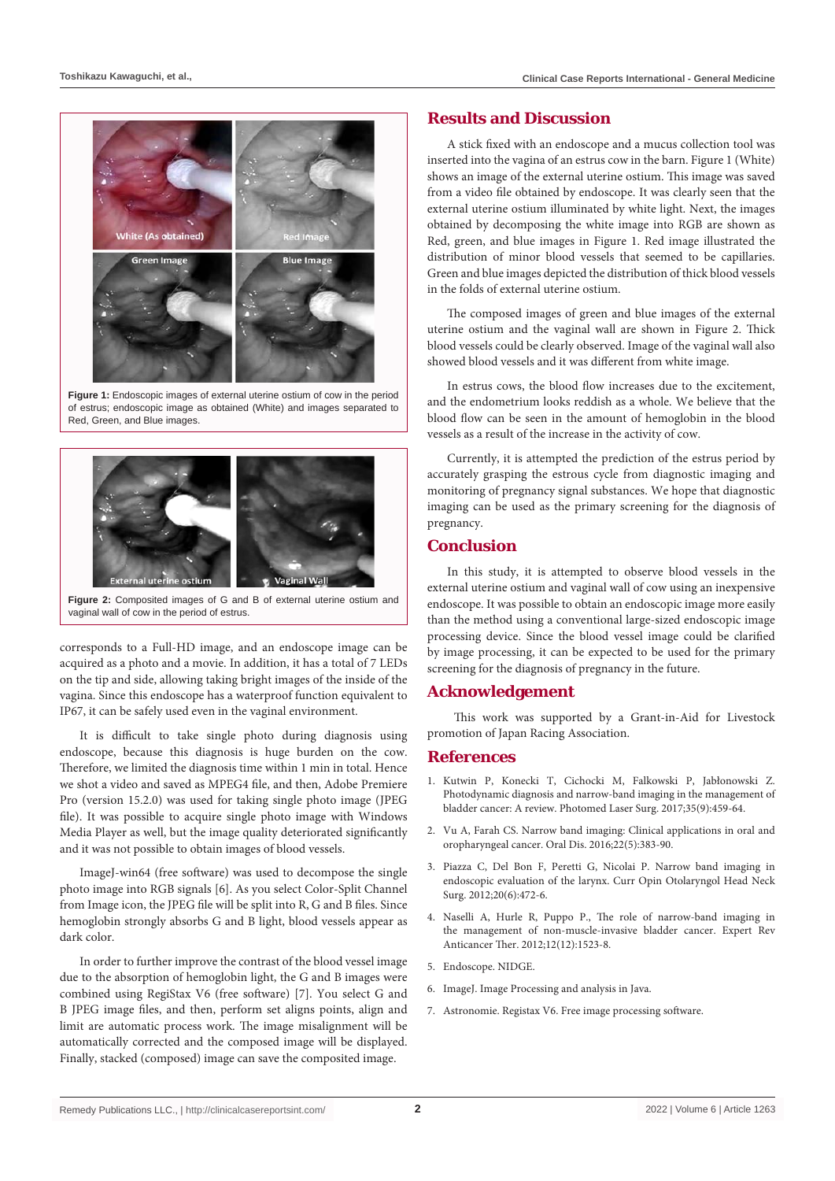**Figure 1:** Endoscopic images of external uterine ostium of cow in the period of estrus; endoscopic image as obtained (White) and images separated to Red, Green, and Blue images.

**Figure 2:** Composited images of G and B of external uterine ostium and vaginal wall of cow in the period of estrus.

corresponds to a Full-HD image, and an endoscope image can be acquired as a photo and a movie. In addition, it has a total of 7 LEDs on the tip and side, allowing taking bright images of the inside of the vagina. Since this endoscope has a waterproof function equivalent to IP67, it can be safely used even in the vaginal environment.

It is difficult to take single photo during diagnosis using endoscope, because this diagnosis is huge burden on the cow. Therefore, we limited the diagnosis time within 1 min in total. Hence we shot a video and saved as MPEG4 file, and then, Adobe Premiere Pro (version 15.2.0) was used for taking single photo image (JPEG file). It was possible to acquire single photo with Windows Media Player as well, but the image quality deteriorated significantly and it was not possible to obtain images of blood vessels.

ImageJ-win64 (free software) was used to decompose the single photo image into RGB signals [6]. As you select Color-Split Channel from Image icon, the JPEG file will be split into R, G and B files. Since hemoglobin strongly absorbs G and B light, blood vessels appear as dark color.

In order to further improve the contrast of the blood vessel image due to the absorption of hemoglobin light, the G and B images were combined using RegiStax V6 (free software) [7]. You select G and B JPEG image files, and then, perform set aligns points, align and limit are automatic process work. The image misalignment will be automatically corrected and the composed image will be displayed. Finally, stacked (composed) image can save the composited image.

## Results and Discussion

A stick fixed with an endoscope and a mucus collection tool was inserted into the vagina of an estrus cow in the barn. Figure 1 (White) shows an image of the external uterine ostium. This image was saved from a video file obtained by endoscope. It was clearly seen that the external uterine ostium illuminated by white light. Next, the images obtained by decomposing the white image into RGB are shown as Red, green, and blue images in Figure 1. Red image illustrated the distribution of minor blood vessels that seemed to be capillaries. Green and blue images depicted the distribution of thick blood vessels in the folds of external uterine ostium.

The composed images of green and blue images of the external uterine ostium and the vaginal wall are shown in Figure 2. Thick blood vessels could be clearly observed. Image of the vaginal wall also showed blood vessels and it was different from white image.

In estrus cows, the blood flow increases due to the excitement, and the endometrium looks reddish as a whole. We believe that the blood flow can be seen in the amount of hemoglobin in the blood vessels as a result of the increase in the activity of cow.

Currently, it is attempted the prediction of the estrus period by accurately grasping the estrous cycle from diagnostic imaging and monitoring of pregnancy signal substances. We hope that diagnostic imaging can be used as the primary screening for the diagnosis of pregnancy.

## Conclusion

In this study, it is attempted to observe blood vessels in the external uterine ostium and vaginal wall of cow using an inexpensive endoscope. It was possible to obtain an endoscopic image more easily than the method using a conventional large-sized endoscopic image processing device. Since the blood vessel image could be clarified by image processing, it can be expected to be used for the primary screening for the diagnosis of pregnancy in the future.

## Acknowledgement

This work was supported by a Grant-in-Aid for Livestock promotion of Japan Racing Association.

## References

1. Kutwin P, Konecki T, Cichocki M, Falkowski P, Jabłonowski Z. Photodynamic diagnosis and narrow-band imaging in the management of bladder cancer: A review. Photomed Laser Surg. 2017;35(9):459-64.
2. Vu A, Farah CS. Narrow band imaging: Clinical applications in oral and oropharyngeal cancer. Oral Dis. 2016;22(5):383-90.
3. Piazza C, Del Bon F, Peretti G, Nicolai P. Narrow band imaging in endoscopic evaluation of the larynx. Curr Opin Otolaryngol Head Neck Surg. 2012;20(6):472-6.
4. Naselli A, Hurle R, Puppo P., The role of narrow-band imaging in the management of non-muscle-invasive bladder cancer. Expert Rev Anticancer Ther. 2012;12(12):1523-8.
5. Endoscope. NIDGE.
6. ImageJ. Image Processing and analysis in Java.
7. Astronomie. Registax V6. Free image processing software.